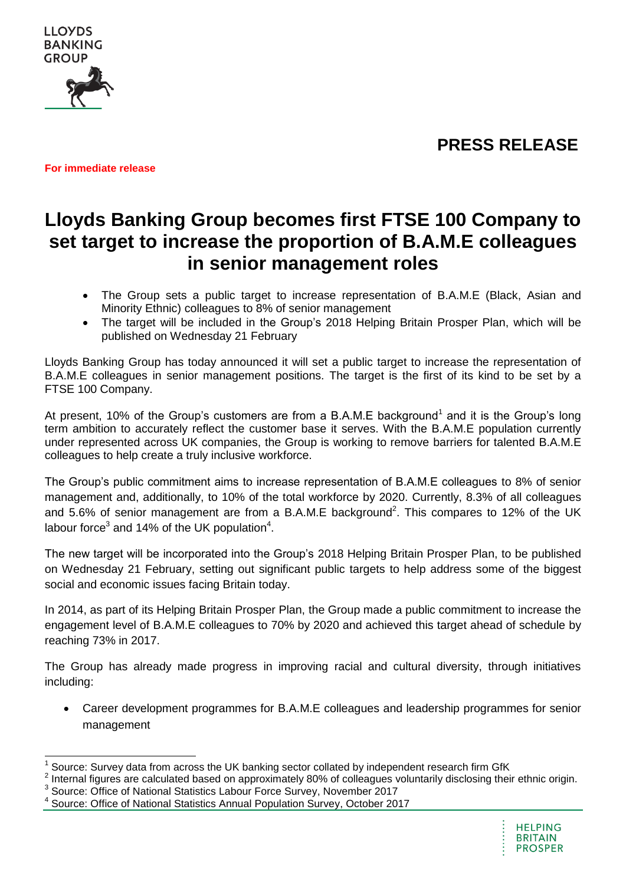LLOYDS BANKING GROUP

**PRESS RELEASE**

**For immediate release**

# Lloyds Banking Group becomes first FTSE 100 Company to set target to increase the proportion of B.A.M.E colleagues in senior management roles

- The Group sets a public target to increase representation of B.A.M.E (Black, Asian and Minority Ethnic) colleagues to 8% of senior management
- The target will be included in the Group's 2018 Helping Britain Prosper Plan, which will be published on Wednesday 21 February

Lloyds Banking Group has today announced it will set a public target to increase the representation of B.A.M.E colleagues in senior management positions. The target is the first of its kind to be set by a FTSE 100 Company.

At present, 10% of the Group's customers are from a B.A.M.E background[1] and it is the Group's long term ambition to accurately reflect the customer base it serves. With the B.A.M.E population currently under represented across UK companies, the Group is working to remove barriers for talented B.A.M.E colleagues to help create a truly inclusive workforce.

The Group's public commitment aims to increase representation of B.A.M.E colleagues to 8% of senior management and, additionally, to 10% of the total workforce by 2020. Currently, 8.3% of all colleagues and 5.6% of senior management are from a B.A.M.E background[2]. This compares to 12% of the UK labour force[3] and 14% of the UK population[4].

The new target will be incorporated into the Group's 2018 Helping Britain Prosper Plan, to be published on Wednesday 21 February, setting out significant public targets to help address some of the biggest social and economic issues facing Britain today.

In 2014, as part of its Helping Britain Prosper Plan, the Group made a public commitment to increase the engagement level of B.A.M.E colleagues to 70% by 2020 and achieved this target ahead of schedule by reaching 73% in 2017.

The Group has already made progress in improving racial and cultural diversity, through initiatives including:

- Career development programmes for B.A.M.E colleagues and leadership programmes for senior management

[1] Source: Survey data from across the UK banking sector collated by independent research firm GfK

[2] Internal figures are calculated based on approximately 80% of colleagues voluntarily disclosing their ethnic origin.

[3] Source: Office of National Statistics Labour Force Survey, November 2017

[4] Source: Office of National Statistics Annual Population Survey, October 2017

HELPING BRITAIN PROSPER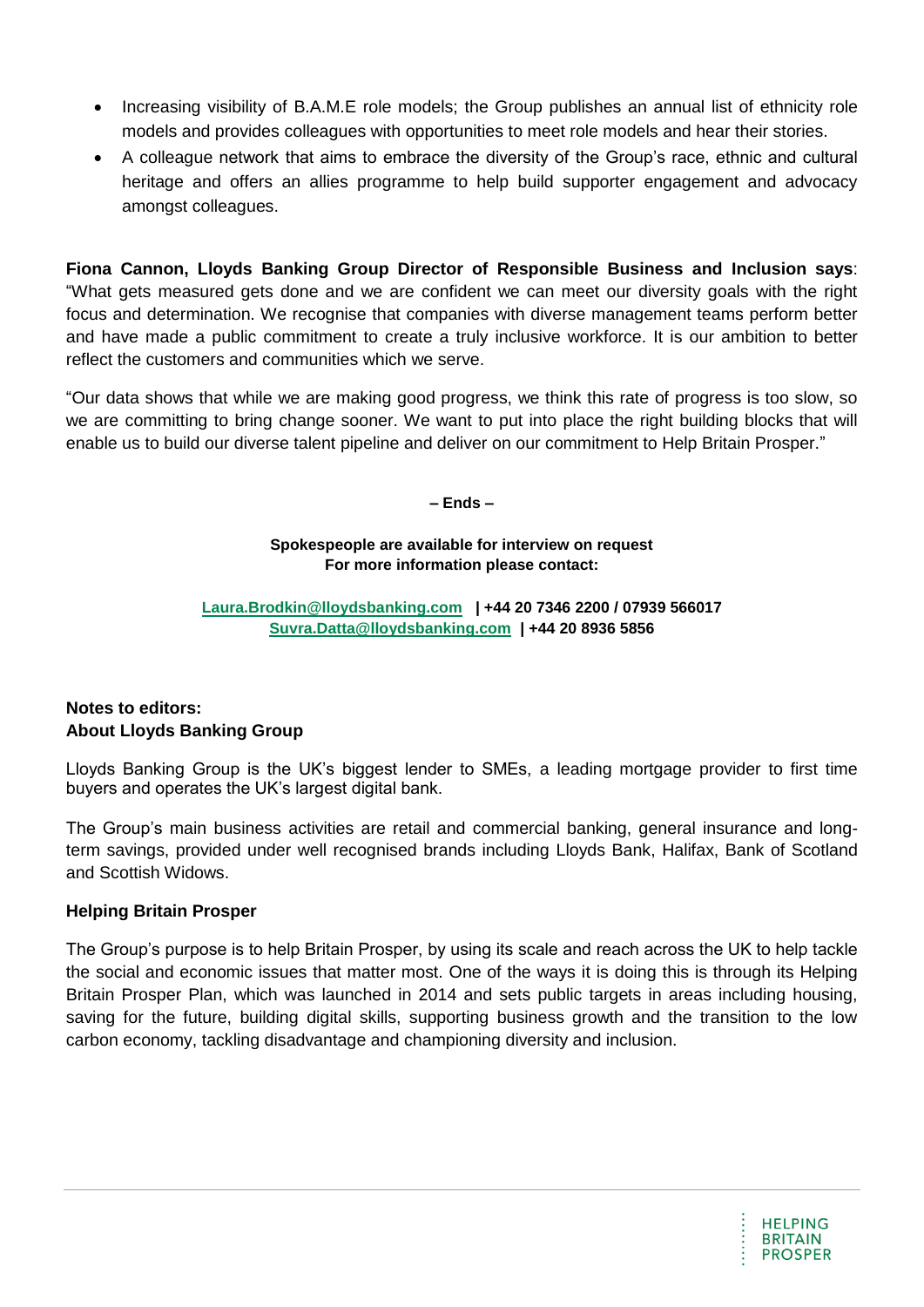- Increasing visibility of B.A.M.E role models; the Group publishes an annual list of ethnicity role models and provides colleagues with opportunities to meet role models and hear their stories.
- A colleague network that aims to embrace the diversity of the Group's race, ethnic and cultural heritage and offers an allies programme to help build supporter engagement and advocacy amongst colleagues.

**Fiona Cannon, Lloyds Banking Group Director of Responsible Business and Inclusion says**: "What gets measured gets done and we are confident we can meet our diversity goals with the right focus and determination. We recognise that companies with diverse management teams perform better and have made a public commitment to create a truly inclusive workforce. It is our ambition to better reflect the customers and communities which we serve.

"Our data shows that while we are making good progress, we think this rate of progress is too slow, so we are committing to bring change sooner. We want to put into place the right building blocks that will enable us to build our diverse talent pipeline and deliver on our commitment to Help Britain Prosper."

**– Ends –**

**Spokespeople are available for interview on request**
**For more information please contact:**

**Laura.Brodkin@lloydsbanking.com | +44 20 7346 2200 / 07939 566017**
**Suvra.Datta@lloydsbanking.com | +44 20 8936 5856**

**Notes to editors:**
**About Lloyds Banking Group**

Lloyds Banking Group is the UK's biggest lender to SMEs, a leading mortgage provider to first time buyers and operates the UK's largest digital bank.

The Group's main business activities are retail and commercial banking, general insurance and long-term savings, provided under well recognised brands including Lloyds Bank, Halifax, Bank of Scotland and Scottish Widows.

**Helping Britain Prosper**

The Group's purpose is to help Britain Prosper, by using its scale and reach across the UK to help tackle the social and economic issues that matter most. One of the ways it is doing this is through its Helping Britain Prosper Plan, which was launched in 2014 and sets public targets in areas including housing, saving for the future, building digital skills, supporting business growth and the transition to the low carbon economy, tackling disadvantage and championing diversity and inclusion.